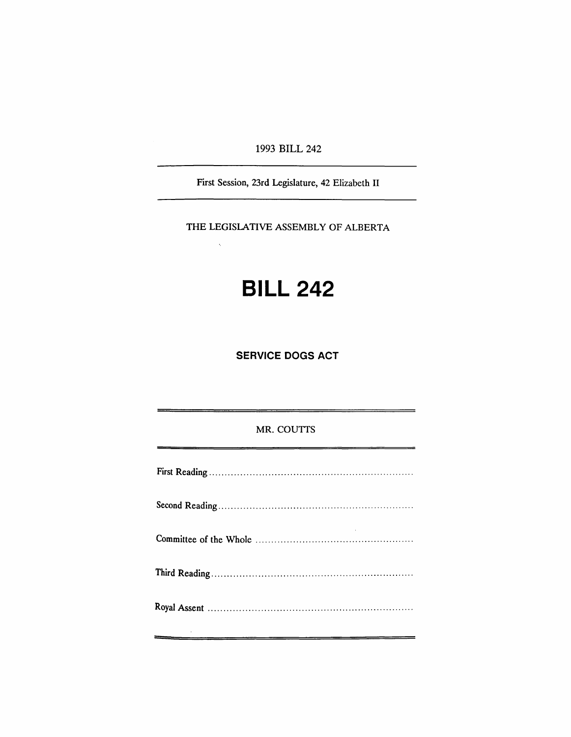1993 BILL 242

First Session, 23rd Legislature, 42 Elizabeth II

THE LEGISLATIVE ASSEMBLY OF ALBERTA

# BILL 242

## SERVICE DOGS ACT

MR. COUTTS

First Reading ..................................................................

Second Reading ..............................................................

Committee of the Whole ..................................................

Third Reading ................................................................

Royal Assent ..................................................................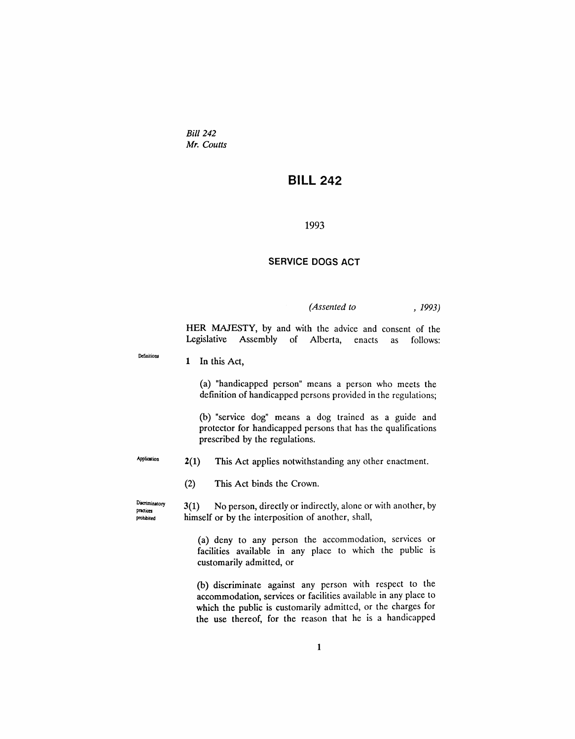*Bill 242*
*Mr. Coutts*

# BILL 242

1993

## SERVICE DOGS ACT

*(Assented to , 1993)*

HER MAJESTY, by and with the advice and consent of the Legislative Assembly of Alberta, enacts as follows:

Definitions

**1** In this Act,

(a) "handicapped person" means a person who meets the definition of handicapped persons provided in the regulations;

(b) "service dog" means a dog trained as a guide and protector for handicapped persons that has the qualifications prescribed by the regulations.

Application

**2(1)** This Act applies notwithstanding any other enactment.

(2) This Act binds the Crown.

Discriminatory practices prohibited

**3(1)** No person, directly or indirectly, alone or with another, by himself or by the interposition of another, shall,

(a) deny to any person the accommodation, services or facilities available in any place to which the public is customarily admitted, or

(b) discriminate against any person with respect to the accommodation, services or facilities available in any place to which the public is customarily admitted, or the charges for the use thereof, for the reason that he is a handicapped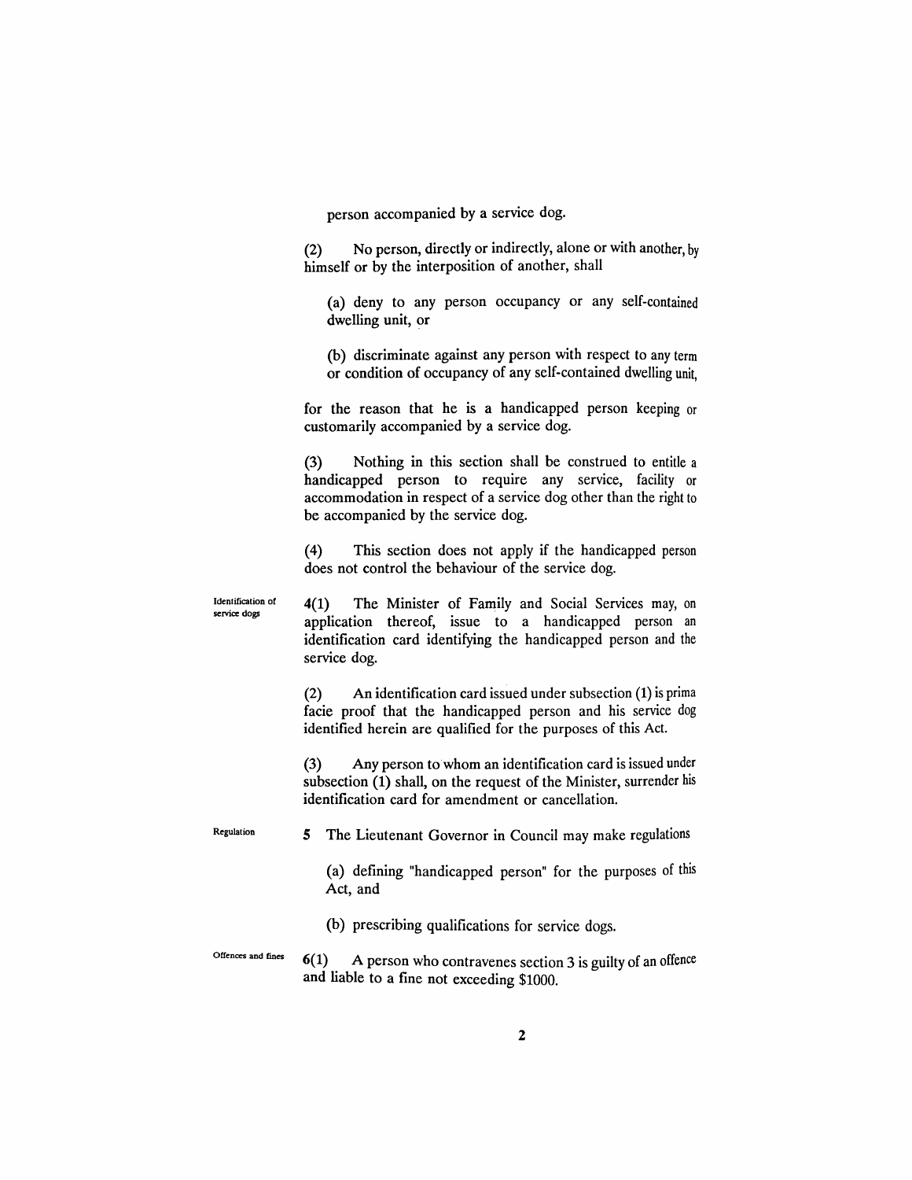person accompanied by a service dog.

(2) No person, directly or indirectly, alone or with another, by himself or by the interposition of another, shall

(a) deny to any person occupancy or any self-contained dwelling unit, or

(b) discriminate against any person with respect to any term or condition of occupancy of any self-contained dwelling unit,

for the reason that he is a handicapped person keeping or customarily accompanied by a service dog.

(3) Nothing in this section shall be construed to entitle a handicapped person to require any service, facility or accommodation in respect of a service dog other than the right to be accompanied by the service dog.

(4) This section does not apply if the handicapped person does not control the behaviour of the service dog.

Identification of service dogs

**4(1)** The Minister of Family and Social Services may, on application thereof, issue to a handicapped person an identification card identifying the handicapped person and the service dog.

(2) An identification card issued under subsection (1) is prima facie proof that the handicapped person and his service dog identified herein are qualified for the purposes of this Act.

(3) Any person to whom an identification card is issued under subsection (1) shall, on the request of the Minister, surrender his identification card for amendment or cancellation.

Regulation

**5** The Lieutenant Governor in Council may make regulations

(a) defining "handicapped person" for the purposes of this Act, and

(b) prescribing qualifications for service dogs.

Offences and fines

**6(1)** A person who contravenes section 3 is guilty of an offence and liable to a fine not exceeding $1000.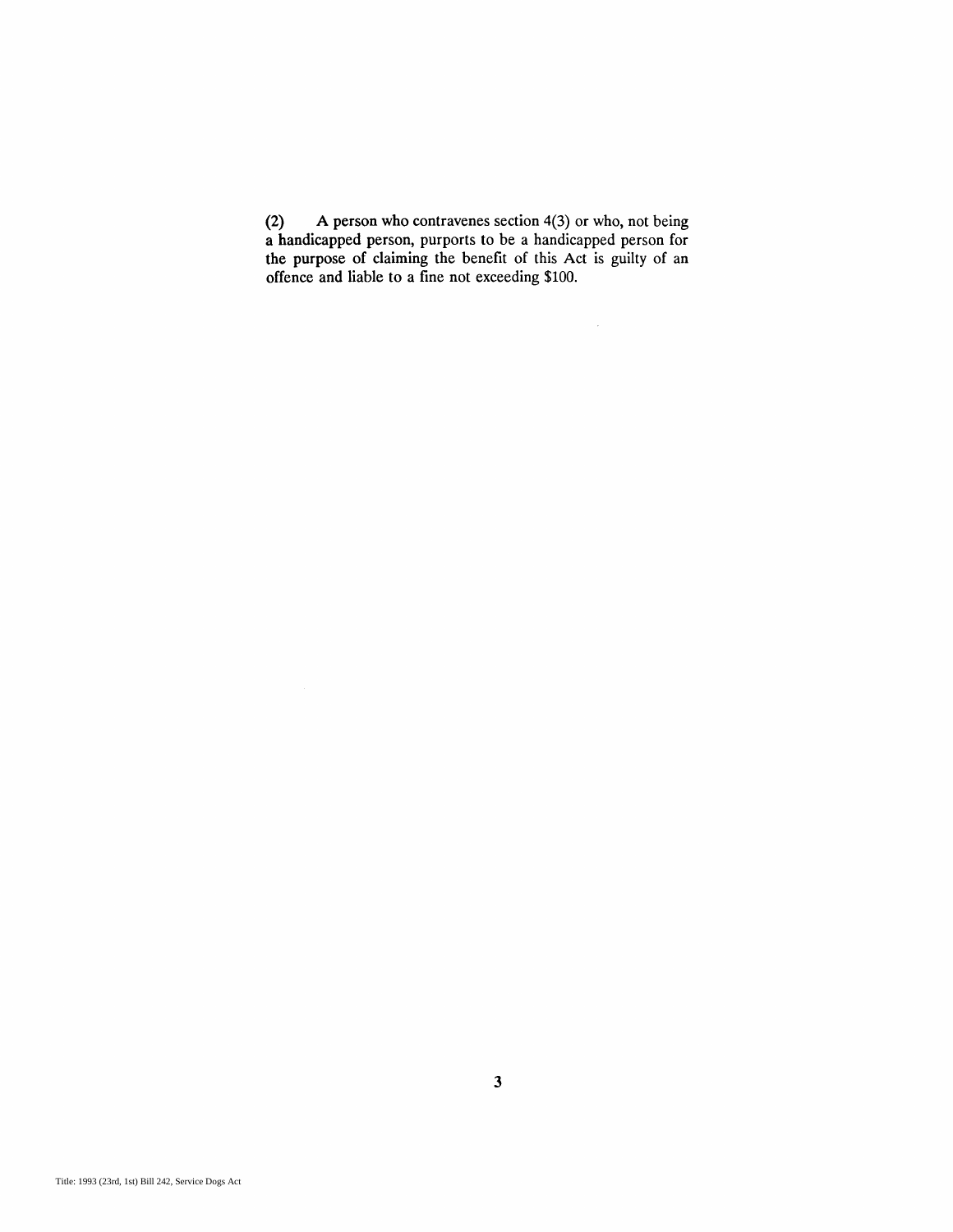(2) A person who contravenes section 4(3) or who, not being a handicapped person, purports to be a handicapped person for the purpose of claiming the benefit of this Act is guilty of an offence and liable to a fine not exceeding $100.